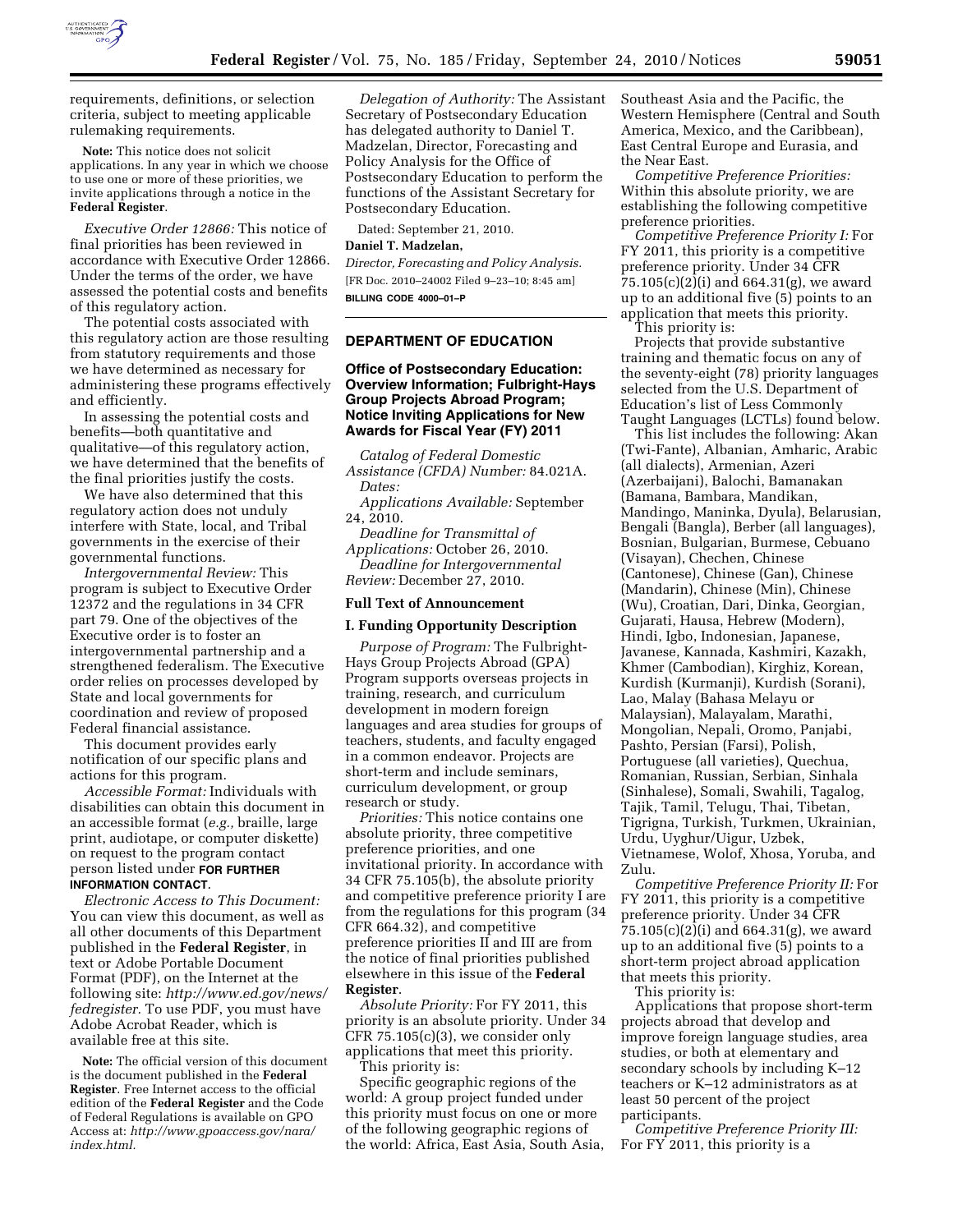requirements, definitions, or selection criteria, subject to meeting applicable rulemaking requirements.

**Note:** This notice does not solicit applications. In any year in which we choose to use one or more of these priorities, we invite applications through a notice in the **Federal Register**.

*Executive Order 12866:* This notice of final priorities has been reviewed in accordance with Executive Order 12866. Under the terms of the order, we have assessed the potential costs and benefits of this regulatory action.

The potential costs associated with this regulatory action are those resulting from statutory requirements and those we have determined as necessary for administering these programs effectively and efficiently.

In assessing the potential costs and benefits—both quantitative and qualitative—of this regulatory action, we have determined that the benefits of the final priorities justify the costs.

We have also determined that this regulatory action does not unduly interfere with State, local, and Tribal governments in the exercise of their governmental functions.

*Intergovernmental Review:* This program is subject to Executive Order 12372 and the regulations in 34 CFR part 79. One of the objectives of the Executive order is to foster an intergovernmental partnership and a strengthened federalism. The Executive order relies on processes developed by State and local governments for coordination and review of proposed Federal financial assistance.

This document provides early notification of our specific plans and actions for this program.

*Accessible Format:* Individuals with disabilities can obtain this document in an accessible format (*e.g.,* braille, large print, audiotape, or computer diskette) on request to the program contact person listed under **FOR FURTHER INFORMATION CONTACT**.

*Electronic Access to This Document:* You can view this document, as well as all other documents of this Department published in the **Federal Register**, in text or Adobe Portable Document Format (PDF), on the Internet at the following site: *http://www.ed.gov/news/fedregister.* To use PDF, you must have Adobe Acrobat Reader, which is available free at this site.

**Note:** The official version of this document is the document published in the **Federal Register**. Free Internet access to the official edition of the **Federal Register** and the Code of Federal Regulations is available on GPO Access at: *http://www.gpoaccess.gov/nara/index.html.*

*Delegation of Authority:* The Assistant Secretary of Postsecondary Education has delegated authority to Daniel T. Madzelan, Director, Forecasting and Policy Analysis for the Office of Postsecondary Education to perform the functions of the Assistant Secretary for Postsecondary Education.

Dated: September 21, 2010.

**Daniel T. Madzelan,**

*Director, Forecasting and Policy Analysis.*

[FR Doc. 2010–24002 Filed 9–23–10; 8:45 am]

**BILLING CODE 4000–01–P**

## DEPARTMENT OF EDUCATION

### Office of Postsecondary Education: Overview Information; Fulbright-Hays Group Projects Abroad Program; Notice Inviting Applications for New Awards for Fiscal Year (FY) 2011

*Catalog of Federal Domestic Assistance (CFDA) Number:* 84.021A.

*Dates:*

*Applications Available:* September 24, 2010.

*Deadline for Transmittal of Applications:* October 26, 2010.

*Deadline for Intergovernmental Review:* December 27, 2010.

### Full Text of Announcement

### I. Funding Opportunity Description

*Purpose of Program:* The Fulbright-Hays Group Projects Abroad (GPA) Program supports overseas projects in training, research, and curriculum development in modern foreign languages and area studies for groups of teachers, students, and faculty engaged in a common endeavor. Projects are short-term and include seminars, curriculum development, or group research or study.

*Priorities:* This notice contains one absolute priority, three competitive preference priorities, and one invitational priority. In accordance with 34 CFR 75.105(b), the absolute priority and competitive preference priority I are from the regulations for this program (34 CFR 664.32), and competitive preference priorities II and III are from the notice of final priorities published elsewhere in this issue of the **Federal Register**.

*Absolute Priority:* For FY 2011, this priority is an absolute priority. Under 34 CFR 75.105(c)(3), we consider only applications that meet this priority.

This priority is:

Specific geographic regions of the world: A group project funded under this priority must focus on one or more of the following geographic regions of the world: Africa, East Asia, South Asia, Southeast Asia and the Pacific, the Western Hemisphere (Central and South America, Mexico, and the Caribbean), East Central Europe and Eurasia, and the Near East.

*Competitive Preference Priorities:* Within this absolute priority, we are establishing the following competitive preference priorities.

*Competitive Preference Priority I:* For FY 2011, this priority is a competitive preference priority. Under 34 CFR 75.105(c)(2)(i) and 664.31(g), we award up to an additional five (5) points to an application that meets this priority.

This priority is:

Projects that provide substantive training and thematic focus on any of the seventy-eight (78) priority languages selected from the U.S. Department of Education's list of Less Commonly Taught Languages (LCTLs) found below.

This list includes the following: Akan (Twi-Fante), Albanian, Amharic, Arabic (all dialects), Armenian, Azeri (Azerbaijani), Balochi, Bamanakan (Bamana, Bambara, Mandikan, Mandingo, Maninka, Dyula), Belarusian, Bengali (Bangla), Berber (all languages), Bosnian, Bulgarian, Burmese, Cebuano (Visayan), Chechen, Chinese (Cantonese), Chinese (Gan), Chinese (Mandarin), Chinese (Min), Chinese (Wu), Croatian, Dari, Dinka, Georgian, Gujarati, Hausa, Hebrew (Modern), Hindi, Igbo, Indonesian, Japanese, Javanese, Kannada, Kashmiri, Kazakh, Khmer (Cambodian), Kirghiz, Korean, Kurdish (Kurmanji), Kurdish (Sorani), Lao, Malay (Bahasa Melayu or Malaysian), Malayalam, Marathi, Mongolian, Nepali, Oromo, Panjabi, Pashto, Persian (Farsi), Polish, Portuguese (all varieties), Quechua, Romanian, Russian, Serbian, Sinhala (Sinhalese), Somali, Swahili, Tagalog, Tajik, Tamil, Telugu, Thai, Tibetan, Tigrigna, Turkish, Turkmen, Ukrainian, Urdu, Uyghur/Uigur, Uzbek, Vietnamese, Wolof, Xhosa, Yoruba, and Zulu.

*Competitive Preference Priority II:* For FY 2011, this priority is a competitive preference priority. Under 34 CFR 75.105(c)(2)(i) and 664.31(g), we award up to an additional five (5) points to a short-term project abroad application that meets this priority.

This priority is:

Applications that propose short-term projects abroad that develop and improve foreign language studies, area studies, or both at elementary and secondary schools by including K–12 teachers or K–12 administrators as at least 50 percent of the project participants.

*Competitive Preference Priority III:* For FY 2011, this priority is a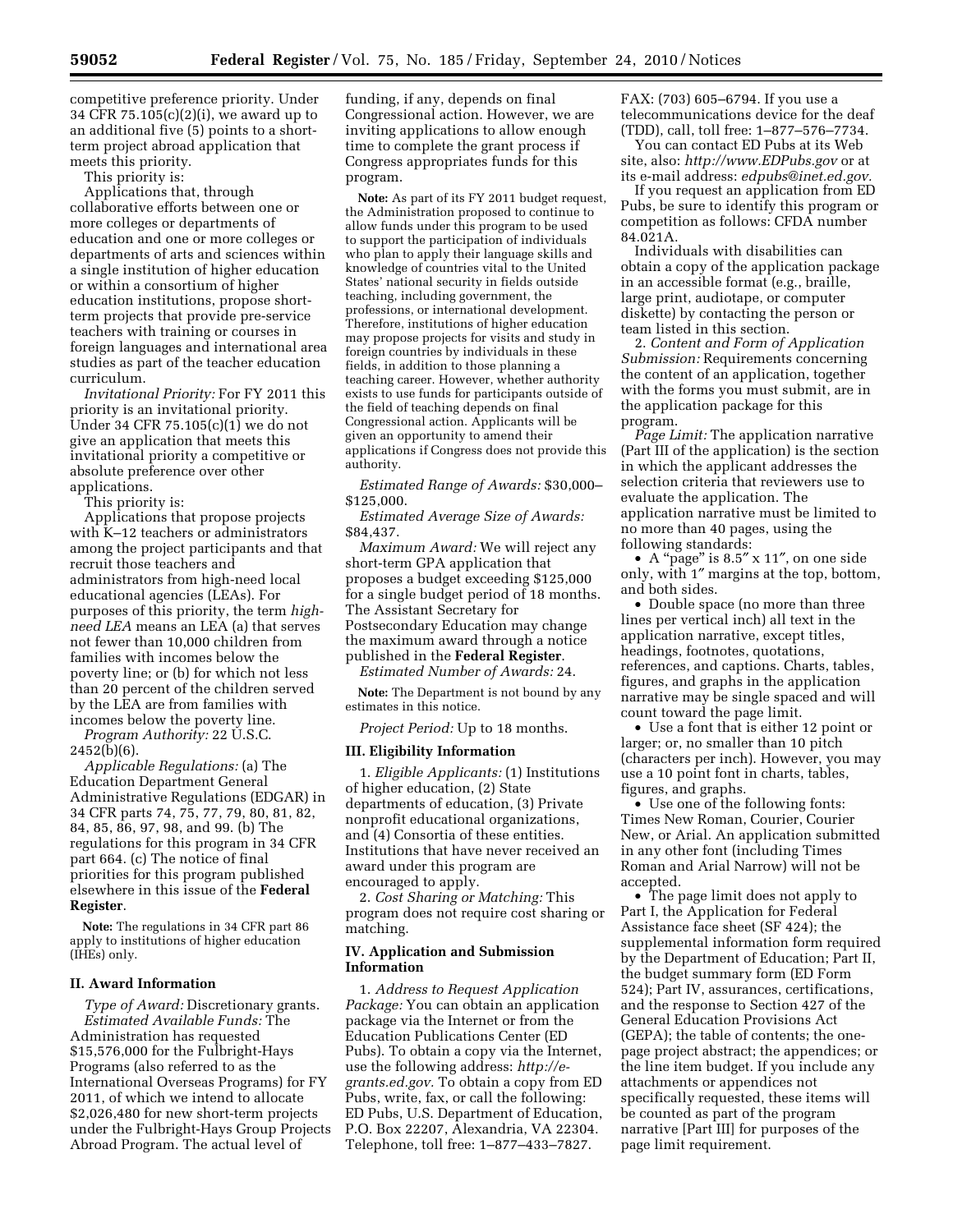competitive preference priority. Under 34 CFR 75.105(c)(2)(i), we award up to an additional five (5) points to a short-term project abroad application that meets this priority.

This priority is:

Applications that, through collaborative efforts between one or more colleges or departments of education and one or more colleges or departments of arts and sciences within a single institution of higher education or within a consortium of higher education institutions, propose short-term projects that provide pre-service teachers with training or courses in foreign languages and international area studies as part of the teacher education curriculum.

*Invitational Priority:* For FY 2011 this priority is an invitational priority. Under 34 CFR 75.105(c)(1) we do not give an application that meets this invitational priority a competitive or absolute preference over other applications.

This priority is:

Applications that propose projects with K–12 teachers or administrators among the project participants and that recruit those teachers and administrators from high-need local educational agencies (LEAs). For purposes of this priority, the term *high-need LEA* means an LEA (a) that serves not fewer than 10,000 children from families with incomes below the poverty line; or (b) for which not less than 20 percent of the children served by the LEA are from families with incomes below the poverty line.

*Program Authority:* 22 U.S.C. 2452(b)(6).

*Applicable Regulations:* (a) The Education Department General Administrative Regulations (EDGAR) in 34 CFR parts 74, 75, 77, 79, 80, 81, 82, 84, 85, 86, 97, 98, and 99. (b) The regulations for this program in 34 CFR part 664. (c) The notice of final priorities for this program published elsewhere in this issue of the **Federal Register**.

**Note:** The regulations in 34 CFR part 86 apply to institutions of higher education (IHEs) only.

### II. Award Information

*Type of Award:* Discretionary grants.

*Estimated Available Funds:* The Administration has requested $15,576,000 for the Fulbright-Hays Programs (also referred to as the International Overseas Programs) for FY 2011, of which we intend to allocate $2,026,480 for new short-term projects under the Fulbright-Hays Group Projects Abroad Program. The actual level of funding, if any, depends on final Congressional action. However, we are inviting applications to allow enough time to complete the grant process if Congress appropriates funds for this program.

**Note:** As part of its FY 2011 budget request, the Administration proposed to continue to allow funds under this program to be used to support the participation of individuals who plan to apply their language skills and knowledge of countries vital to the United States' national security in fields outside teaching, including government, the professions, or international development. Therefore, institutions of higher education may propose projects for visits and study in foreign countries by individuals in these fields, in addition to those planning a teaching career. However, whether authority exists to use funds for participants outside of the field of teaching depends on final Congressional action. Applicants will be given an opportunity to amend their applications if Congress does not provide this authority.

*Estimated Range of Awards:* $30,000–$125,000.

*Estimated Average Size of Awards:* $84,437.

*Maximum Award:* We will reject any short-term GPA application that proposes a budget exceeding $125,000 for a single budget period of 18 months. The Assistant Secretary for Postsecondary Education may change the maximum award through a notice published in the **Federal Register**.

*Estimated Number of Awards:* 24.

**Note:** The Department is not bound by any estimates in this notice.

*Project Period:* Up to 18 months.

### III. Eligibility Information

1. *Eligible Applicants:* (1) Institutions of higher education, (2) State departments of education, (3) Private nonprofit educational organizations, and (4) Consortia of these entities. Institutions that have never received an award under this program are encouraged to apply.

2. *Cost Sharing or Matching:* This program does not require cost sharing or matching.

### IV. Application and Submission Information

1. *Address to Request Application Package:* You can obtain an application package via the Internet or from the Education Publications Center (ED Pubs). To obtain a copy via the Internet, use the following address: *http://e-grants.ed.gov.* To obtain a copy from ED Pubs, write, fax, or call the following: ED Pubs, U.S. Department of Education, P.O. Box 22207, Alexandria, VA 22304. Telephone, toll free: 1–877–433–7827. FAX: (703) 605–6794. If you use a telecommunications device for the deaf (TDD), call, toll free: 1–877–576–7734.

You can contact ED Pubs at its Web site, also: *http://www.EDPubs.gov* or at its e-mail address: *edpubs@inet.ed.gov.*

If you request an application from ED Pubs, be sure to identify this program or competition as follows: CFDA number 84.021A.

Individuals with disabilities can obtain a copy of the application package in an accessible format (e.g., braille, large print, audiotape, or computer diskette) by contacting the person or team listed in this section.

2. *Content and Form of Application Submission:* Requirements concerning the content of an application, together with the forms you must submit, are in the application package for this program.

*Page Limit:* The application narrative (Part III of the application) is the section in which the applicant addresses the selection criteria that reviewers use to evaluate the application. The application narrative must be limited to no more than 40 pages, using the following standards:

- A "page" is 8.5″ x 11″, on one side only, with 1″ margins at the top, bottom, and both sides.
- Double space (no more than three lines per vertical inch) all text in the application narrative, except titles, headings, footnotes, quotations, references, and captions. Charts, tables, figures, and graphs in the application narrative may be single spaced and will count toward the page limit.
- Use a font that is either 12 point or larger; or, no smaller than 10 pitch (characters per inch). However, you may use a 10 point font in charts, tables, figures, and graphs.
- Use one of the following fonts: Times New Roman, Courier, Courier New, or Arial. An application submitted in any other font (including Times Roman and Arial Narrow) will not be accepted.
- The page limit does not apply to Part I, the Application for Federal Assistance face sheet (SF 424); the supplemental information form required by the Department of Education; Part II, the budget summary form (ED Form 524); Part IV, assurances, certifications, and the response to Section 427 of the General Education Provisions Act (GEPA); the table of contents; the one-page project abstract; the appendices; or the line item budget. If you include any attachments or appendices not specifically requested, these items will be counted as part of the program narrative [Part III] for purposes of the page limit requirement.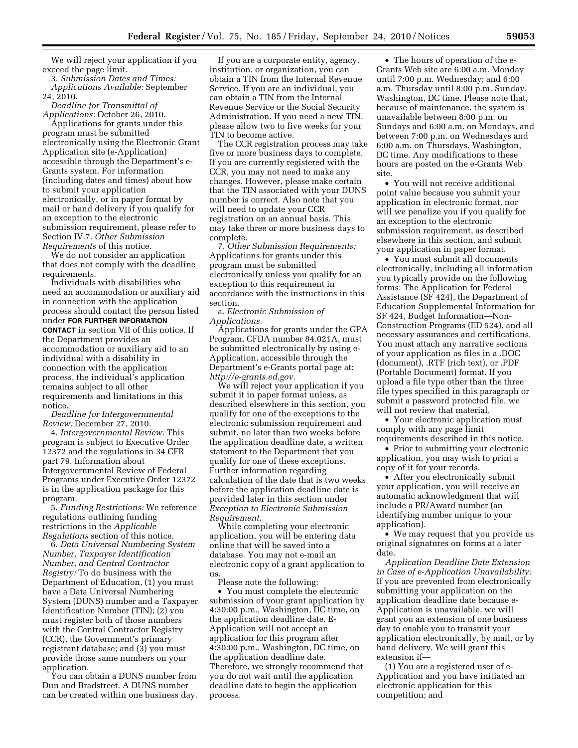We will reject your application if you exceed the page limit.

3. *Submission Dates and Times:*

*Applications Available:* September 24, 2010.

*Deadline for Transmittal of Applications:* October 26, 2010.

Applications for grants under this program must be submitted electronically using the Electronic Grant Application site (e-Application) accessible through the Department's e-Grants system. For information (including dates and times) about how to submit your application electronically, or in paper format by mail or hand delivery if you qualify for an exception to the electronic submission requirement, please refer to Section IV.7. *Other Submission Requirements* of this notice.

We do not consider an application that does not comply with the deadline requirements.

Individuals with disabilities who need an accommodation or auxiliary aid in connection with the application process should contact the person listed under **FOR FURTHER INFORMATION CONTACT** in section VII of this notice. If the Department provides an accommodation or auxiliary aid to an individual with a disability in connection with the application process, the individual's application remains subject to all other requirements and limitations in this notice.

*Deadline for Intergovernmental Review:* December 27, 2010.

4. *Intergovernmental Review:* This program is subject to Executive Order 12372 and the regulations in 34 CFR part 79. Information about Intergovernmental Review of Federal Programs under Executive Order 12372 is in the application package for this program.

5. *Funding Restrictions:* We reference regulations outlining funding restrictions in the *Applicable Regulations* section of this notice.

6. *Data Universal Numbering System Number, Taxpayer Identification Number, and Central Contractor Registry:* To do business with the Department of Education, (1) you must have a Data Universal Numbering System (DUNS) number and a Taxpayer Identification Number (TIN); (2) you must register both of those numbers with the Central Contractor Registry (CCR), the Government's primary registrant database; and (3) you must provide those same numbers on your application.

You can obtain a DUNS number from Dun and Bradstreet. A DUNS number can be created within one business day.

If you are a corporate entity, agency, institution, or organization, you can obtain a TIN from the Internal Revenue Service. If you are an individual, you can obtain a TIN from the Internal Revenue Service or the Social Security Administration. If you need a new TIN, please allow two to five weeks for your TIN to become active.

The CCR registration process may take five or more business days to complete. If you are currently registered with the CCR, you may not need to make any changes. However, please make certain that the TIN associated with your DUNS number is correct. Also note that you will need to update your CCR registration on an annual basis. This may take three or more business days to complete.

7. *Other Submission Requirements:* Applications for grants under this program must be submitted electronically unless you qualify for an exception to this requirement in accordance with the instructions in this section.

a. *Electronic Submission of Applications.*

Applications for grants under the GPA Program, CFDA number 84.021A, must be submitted electronically by using e-Application, accessible through the Department's e-Grants portal page at: *http://e-grants.ed.gov.*

We will reject your application if you submit it in paper format unless, as described elsewhere in this section, you qualify for one of the exceptions to the electronic submission requirement and submit, no later than two weeks before the application deadline date, a written statement to the Department that you qualify for one of these exceptions. Further information regarding calculation of the date that is two weeks before the application deadline date is provided later in this section under *Exception to Electronic Submission Requirement.*

While completing your electronic application, you will be entering data online that will be saved into a database. You may not e-mail an electronic copy of a grant application to us.

Please note the following:

- You must complete the electronic submission of your grant application by 4:30:00 p.m., Washington, DC time, on the application deadline date. E-Application will not accept an application for this program after 4:30:00 p.m., Washington, DC time, on the application deadline date. Therefore, we strongly recommend that you do not wait until the application deadline date to begin the application process.
- The hours of operation of the e-Grants Web site are 6:00 a.m. Monday until 7:00 p.m. Wednesday; and 6:00 a.m. Thursday until 8:00 p.m. Sunday, Washington, DC time. Please note that, because of maintenance, the system is unavailable between 8:00 p.m. on Sundays and 6:00 a.m. on Mondays, and between 7:00 p.m. on Wednesdays and 6:00 a.m. on Thursdays, Washington, DC time. Any modifications to these hours are posted on the e-Grants Web site.
- You will not receive additional point value because you submit your application in electronic format, nor will we penalize you if you qualify for an exception to the electronic submission requirement, as described elsewhere in this section, and submit your application in paper format.
- You must submit all documents electronically, including all information you typically provide on the following forms: The Application for Federal Assistance (SF 424), the Department of Education Supplemental Information for SF 424, Budget Information—Non-Construction Programs (ED 524), and all necessary assurances and certifications. You must attach any narrative sections of your application as files in a .DOC (document), .RTF (rich text), or .PDF (Portable Document) format. If you upload a file type other than the three file types specified in this paragraph or submit a password protected file, we will not review that material.
- Your electronic application must comply with any page limit requirements described in this notice.
- Prior to submitting your electronic application, you may wish to print a copy of it for your records.
- After you electronically submit your application, you will receive an automatic acknowledgment that will include a PR/Award number (an identifying number unique to your application).
- We may request that you provide us original signatures on forms at a later date.

*Application Deadline Date Extension in Case of e-Application Unavailability:* If you are prevented from electronically submitting your application on the application deadline date because e-Application is unavailable, we will grant you an extension of one business day to enable you to transmit your application electronically, by mail, or by hand delivery. We will grant this extension if—

(1) You are a registered user of e-Application and you have initiated an electronic application for this competition; and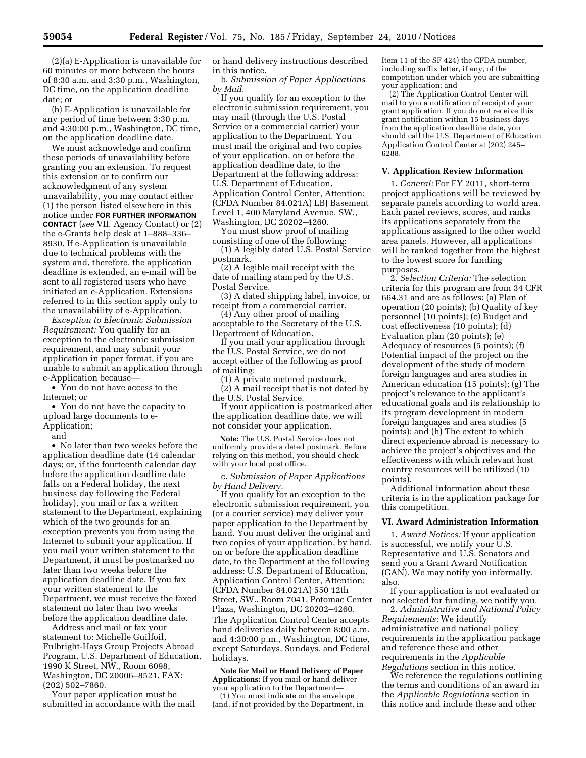(2)(a) E-Application is unavailable for 60 minutes or more between the hours of 8:30 a.m. and 3:30 p.m., Washington, DC time, on the application deadline date; or

(b) E-Application is unavailable for any period of time between 3:30 p.m. and 4:30:00 p.m., Washington, DC time, on the application deadline date.

We must acknowledge and confirm these periods of unavailability before granting you an extension. To request this extension or to confirm our acknowledgment of any system unavailability, you may contact either (1) the person listed elsewhere in this notice under **FOR FURTHER INFORMATION CONTACT** (*see* VII. Agency Contact) or (2) the e-Grants help desk at 1–888–336–8930. If e-Application is unavailable due to technical problems with the system and, therefore, the application deadline is extended, an e-mail will be sent to all registered users who have initiated an e-Application. Extensions referred to in this section apply only to the unavailability of e-Application.

*Exception to Electronic Submission Requirement:* You qualify for an exception to the electronic submission requirement, and may submit your application in paper format, if you are unable to submit an application through e-Application because—

- You do not have access to the Internet; or
- You do not have the capacity to upload large documents to e-Application;

and

- No later than two weeks before the application deadline date (14 calendar days; or, if the fourteenth calendar day before the application deadline date falls on a Federal holiday, the next business day following the Federal holiday), you mail or fax a written statement to the Department, explaining which of the two grounds for an exception prevents you from using the Internet to submit your application. If you mail your written statement to the Department, it must be postmarked no later than two weeks before the application deadline date. If you fax your written statement to the Department, we must receive the faxed statement no later than two weeks before the application deadline date.

Address and mail or fax your statement to: Michelle Guilfoil, Fulbright-Hays Group Projects Abroad Program, U.S. Department of Education, 1990 K Street, NW., Room 6098, Washington, DC 20006–8521. FAX: (202) 502–7860.

Your paper application must be submitted in accordance with the mail or hand delivery instructions described in this notice.

b. *Submission of Paper Applications by Mail.*

If you qualify for an exception to the electronic submission requirement, you may mail (through the U.S. Postal Service or a commercial carrier) your application to the Department. You must mail the original and two copies of your application, on or before the application deadline date, to the Department at the following address: U.S. Department of Education, Application Control Center, Attention: (CFDA Number 84.021A) LBJ Basement Level 1, 400 Maryland Avenue, SW., Washington, DC 20202–4260.

You must show proof of mailing consisting of one of the following:

(1) A legibly dated U.S. Postal Service postmark.

(2) A legible mail receipt with the date of mailing stamped by the U.S. Postal Service.

(3) A dated shipping label, invoice, or receipt from a commercial carrier.

(4) Any other proof of mailing acceptable to the Secretary of the U.S. Department of Education.

If you mail your application through the U.S. Postal Service, we do not accept either of the following as proof of mailing:

(1) A private metered postmark.

(2) A mail receipt that is not dated by the U.S. Postal Service.

If your application is postmarked after the application deadline date, we will not consider your application.

**Note:** The U.S. Postal Service does not uniformly provide a dated postmark. Before relying on this method, you should check with your local post office.

c. *Submission of Paper Applications by Hand Delivery.*

If you qualify for an exception to the electronic submission requirement, you (or a courier service) may deliver your paper application to the Department by hand. You must deliver the original and two copies of your application, by hand, on or before the application deadline date, to the Department at the following address: U.S. Department of Education, Application Control Center, Attention: (CFDA Number 84.021A) 550 12th Street, SW., Room 7041, Potomac Center Plaza, Washington, DC 20202–4260.

The Application Control Center accepts hand deliveries daily between 8:00 a.m. and 4:30:00 p.m., Washington, DC time, except Saturdays, Sundays, and Federal holidays.

**Note for Mail or Hand Delivery of Paper Applications:** If you mail or hand deliver your application to the Department—

(1) You must indicate on the envelope (and, if not provided by the Department, in Item 11 of the SF 424) the CFDA number, including suffix letter, if any, of the competition under which you are submitting your application; and

(2) The Application Control Center will mail to you a notification of receipt of your grant application. If you do not receive this grant notification within 15 business days from the application deadline date, you should call the U.S. Department of Education Application Control Center at (202) 245–6288.

## V. Application Review Information

1. *General:* For FY 2011, short-term project applications will be reviewed by separate panels according to world area. Each panel reviews, scores, and ranks its applications separately from the applications assigned to the other world area panels. However, all applications will be ranked together from the highest to the lowest score for funding purposes.

2. *Selection Criteria:* The selection criteria for this program are from 34 CFR 664.31 and are as follows: (a) Plan of operation (20 points); (b) Quality of key personnel (10 points); (c) Budget and cost effectiveness (10 points); (d) Evaluation plan (20 points); (e) Adequacy of resources (5 points); (f) Potential impact of the project on the development of the study of modern foreign languages and area studies in American education (15 points); (g) The project's relevance to the applicant's educational goals and its relationship to its program development in modern foreign languages and area studies (5 points); and (h) The extent to which direct experience abroad is necessary to achieve the project's objectives and the effectiveness with which relevant host country resources will be utilized (10 points).

Additional information about these criteria is in the application package for this competition.

## VI. Award Administration Information

1. *Award Notices:* If your application is successful, we notify your U.S. Representative and U.S. Senators and send you a Grant Award Notification (GAN). We may notify you informally, also.

If your application is not evaluated or not selected for funding, we notify you.

2. *Administrative and National Policy Requirements:* We identify administrative and national policy requirements in the application package and reference these and other requirements in the *Applicable Regulations* section in this notice.

We reference the regulations outlining the terms and conditions of an award in the *Applicable Regulations* section in this notice and include these and other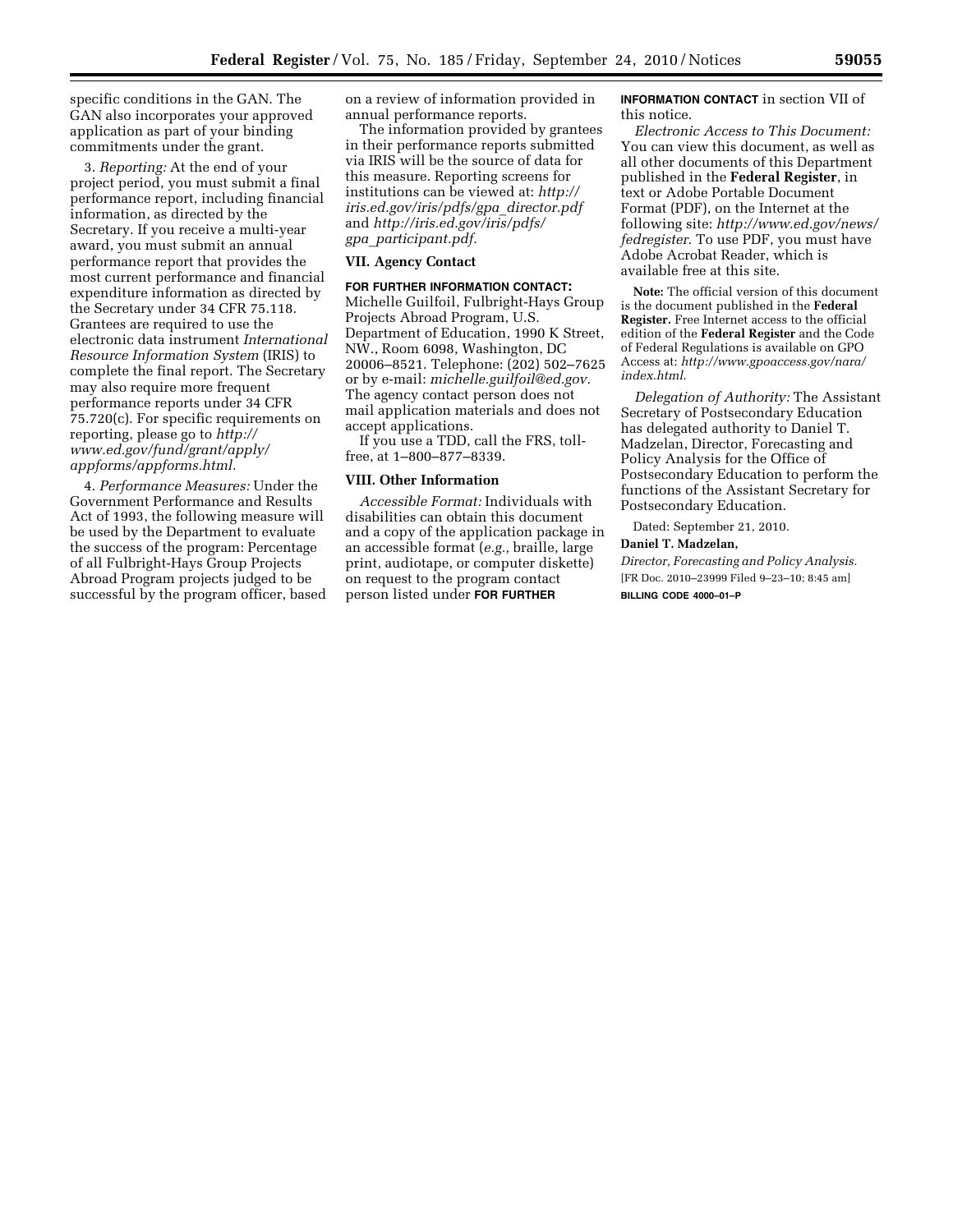specific conditions in the GAN. The GAN also incorporates your approved application as part of your binding commitments under the grant.

3. *Reporting:* At the end of your project period, you must submit a final performance report, including financial information, as directed by the Secretary. If you receive a multi-year award, you must submit an annual performance report that provides the most current performance and financial expenditure information as directed by the Secretary under 34 CFR 75.118. Grantees are required to use the electronic data instrument *International Resource Information System* (IRIS) to complete the final report. The Secretary may also require more frequent performance reports under 34 CFR 75.720(c). For specific requirements on reporting, please go to *http://www.ed.gov/fund/grant/apply/appforms/appforms.html.*

4. *Performance Measures:* Under the Government Performance and Results Act of 1993, the following measure will be used by the Department to evaluate the success of the program: Percentage of all Fulbright-Hays Group Projects Abroad Program projects judged to be successful by the program officer, based on a review of information provided in annual performance reports.

The information provided by grantees in their performance reports submitted via IRIS will be the source of data for this measure. Reporting screens for institutions can be viewed at: *http://iris.ed.gov/iris/pdfs/gpa_director.pdf* and *http://iris.ed.gov/iris/pdfs/gpa_participant.pdf.*

## VII. Agency Contact

**FOR FURTHER INFORMATION CONTACT:** Michelle Guilfoil, Fulbright-Hays Group Projects Abroad Program, U.S. Department of Education, 1990 K Street, NW., Room 6098, Washington, DC 20006–8521. Telephone: (202) 502–7625 or by e-mail: *michelle.guilfoil@ed.gov.* The agency contact person does not mail application materials and does not accept applications.

If you use a TDD, call the FRS, toll-free, at 1–800–877–8339.

## VIII. Other Information

*Accessible Format:* Individuals with disabilities can obtain this document and a copy of the application package in an accessible format (*e.g.,* braille, large print, audiotape, or computer diskette) on request to the program contact person listed under **FOR FURTHER INFORMATION CONTACT** in section VII of this notice.

*Electronic Access to This Document:* You can view this document, as well as all other documents of this Department published in the **Federal Register**, in text or Adobe Portable Document Format (PDF), on the Internet at the following site: *http://www.ed.gov/news/fedregister*. To use PDF, you must have Adobe Acrobat Reader, which is available free at this site.

**Note:** The official version of this document is the document published in the **Federal Register.** Free Internet access to the official edition of the **Federal Register** and the Code of Federal Regulations is available on GPO Access at: *http://www.gpoaccess.gov/nara/index.html.*

*Delegation of Authority:* The Assistant Secretary of Postsecondary Education has delegated authority to Daniel T. Madzelan, Director, Forecasting and Policy Analysis for the Office of Postsecondary Education to perform the functions of the Assistant Secretary for Postsecondary Education.

Dated: September 21, 2010.

**Daniel T. Madzelan,**

*Director, Forecasting and Policy Analysis.*

[FR Doc. 2010–23999 Filed 9–23–10; 8:45 am]

**BILLING CODE 4000–01–P**